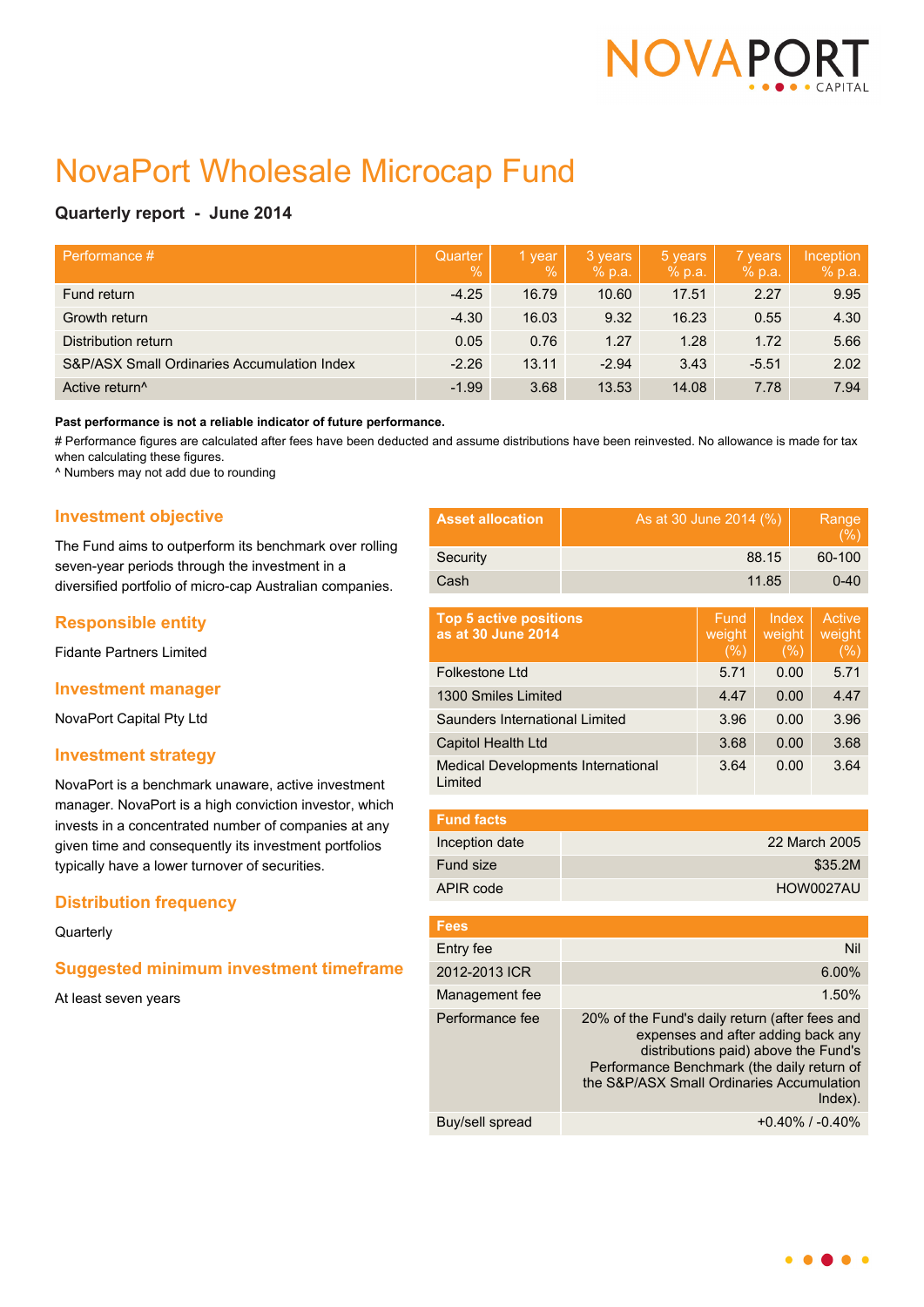# NovaPort Wholesale Microcap Fund

**Quarterly report - June 2014**

| Performance # | Quarter % | 1 year % | 3 years % p.a. | 5 years % p.a. | 7 years % p.a. | Inception % p.a. |
|---|---|---|---|---|---|---|
| Fund return | -4.25 | 16.79 | 10.60 | 17.51 | 2.27 | 9.95 |
| Growth return | -4.30 | 16.03 | 9.32 | 16.23 | 0.55 | 4.30 |
| Distribution return | 0.05 | 0.76 | 1.27 | 1.28 | 1.72 | 5.66 |
| S&P/ASX Small Ordinaries Accumulation Index | -2.26 | 13.11 | -2.94 | 3.43 | -5.51 | 2.02 |
| Active return^ | -1.99 | 3.68 | 13.53 | 14.08 | 7.78 | 7.94 |

**Past performance is not a reliable indicator of future performance.**

# Performance figures are calculated after fees have been deducted and assume distributions have been reinvested. No allowance is made for tax when calculating these figures.

^ Numbers may not add due to rounding

## Investment objective

The Fund aims to outperform its benchmark over rolling seven-year periods through the investment in a diversified portfolio of micro-cap Australian companies.

## Responsible entity

Fidante Partners Limited

## Investment manager

NovaPort Capital Pty Ltd

## Investment strategy

NovaPort is a benchmark unaware, active investment manager. NovaPort is a high conviction investor, which invests in a concentrated number of companies at any given time and consequently its investment portfolios typically have a lower turnover of securities.

## Distribution frequency

Quarterly

## Suggested minimum investment timeframe

At least seven years

| Asset allocation | As at 30 June 2014 (%) | Range (%) |
|---|---|---|
| Security | 88.15 | 60-100 |
| Cash | 11.85 | 0-40 |

| Top 5 active positions as at 30 June 2014 | Fund weight (%) | Index weight (%) | Active weight (%) |
|---|---|---|---|
| Folkestone Ltd | 5.71 | 0.00 | 5.71 |
| 1300 Smiles Limited | 4.47 | 0.00 | 4.47 |
| Saunders International Limited | 3.96 | 0.00 | 3.96 |
| Capitol Health Ltd | 3.68 | 0.00 | 3.68 |
| Medical Developments International Limited | 3.64 | 0.00 | 3.64 |

| Fund facts | |
|---|---|
| Inception date | 22 March 2005 |
| Fund size | $35.2M |
| APIR code | HOW0027AU |

| Fees | |
|---|---|
| Entry fee | Nil |
| 2012-2013 ICR | 6.00% |
| Management fee | 1.50% |
| Performance fee | 20% of the Fund's daily return (after fees and expenses and after adding back any distributions paid) above the Fund's Performance Benchmark (the daily return of the S&P/ASX Small Ordinaries Accumulation Index). |
| Buy/sell spread | +0.40% / -0.40% |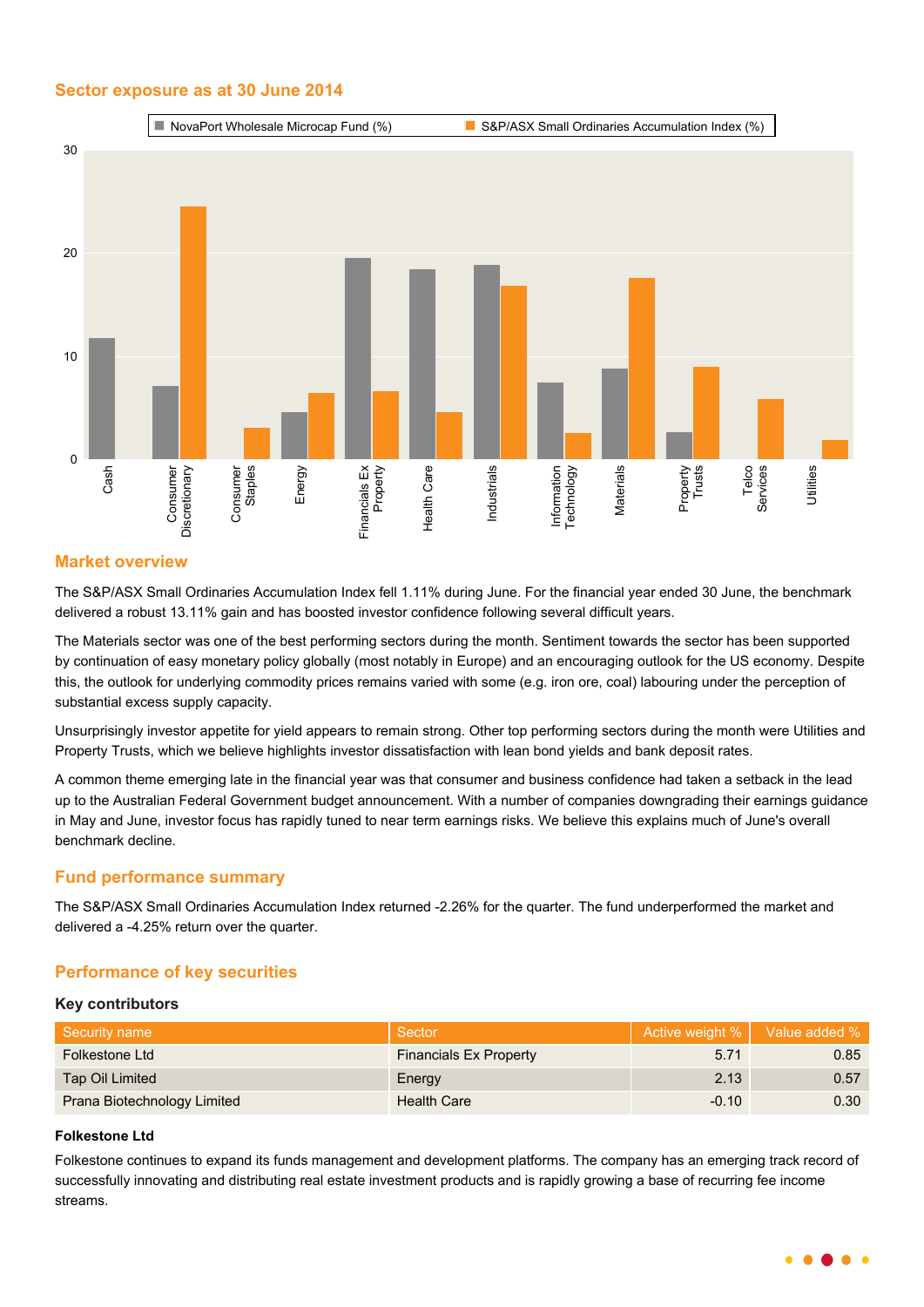## Sector exposure as at 30 June 2014

## Market overview

The S&P/ASX Small Ordinaries Accumulation Index fell 1.11% during June. For the financial year ended 30 June, the benchmark delivered a robust 13.11% gain and has boosted investor confidence following several difficult years.

The Materials sector was one of the best performing sectors during the month. Sentiment towards the sector has been supported by continuation of easy monetary policy globally (most notably in Europe) and an encouraging outlook for the US economy. Despite this, the outlook for underlying commodity prices remains varied with some (e.g. iron ore, coal) labouring under the perception of substantial excess supply capacity.

Unsurprisingly investor appetite for yield appears to remain strong. Other top performing sectors during the month were Utilities and Property Trusts, which we believe highlights investor dissatisfaction with lean bond yields and bank deposit rates.

A common theme emerging late in the financial year was that consumer and business confidence had taken a setback in the lead up to the Australian Federal Government budget announcement. With a number of companies downgrading their earnings guidance in May and June, investor focus has rapidly tuned to near term earnings risks. We believe this explains much of June's overall benchmark decline.

## Fund performance summary

The S&P/ASX Small Ordinaries Accumulation Index returned -2.26% for the quarter. The fund underperformed the market and delivered a -4.25% return over the quarter.

## Performance of key securities

### Key contributors

| Security name | Sector | Active weight % | Value added % |
|---|---|---|---|
| Folkestone Ltd | Financials Ex Property | 5.71 | 0.85 |
| Tap Oil Limited | Energy | 2.13 | 0.57 |
| Prana Biotechnology Limited | Health Care | -0.10 | 0.30 |

**Folkestone Ltd**

Folkestone continues to expand its funds management and development platforms. The company has an emerging track record of successfully innovating and distributing real estate investment products and is rapidly growing a base of recurring fee income streams.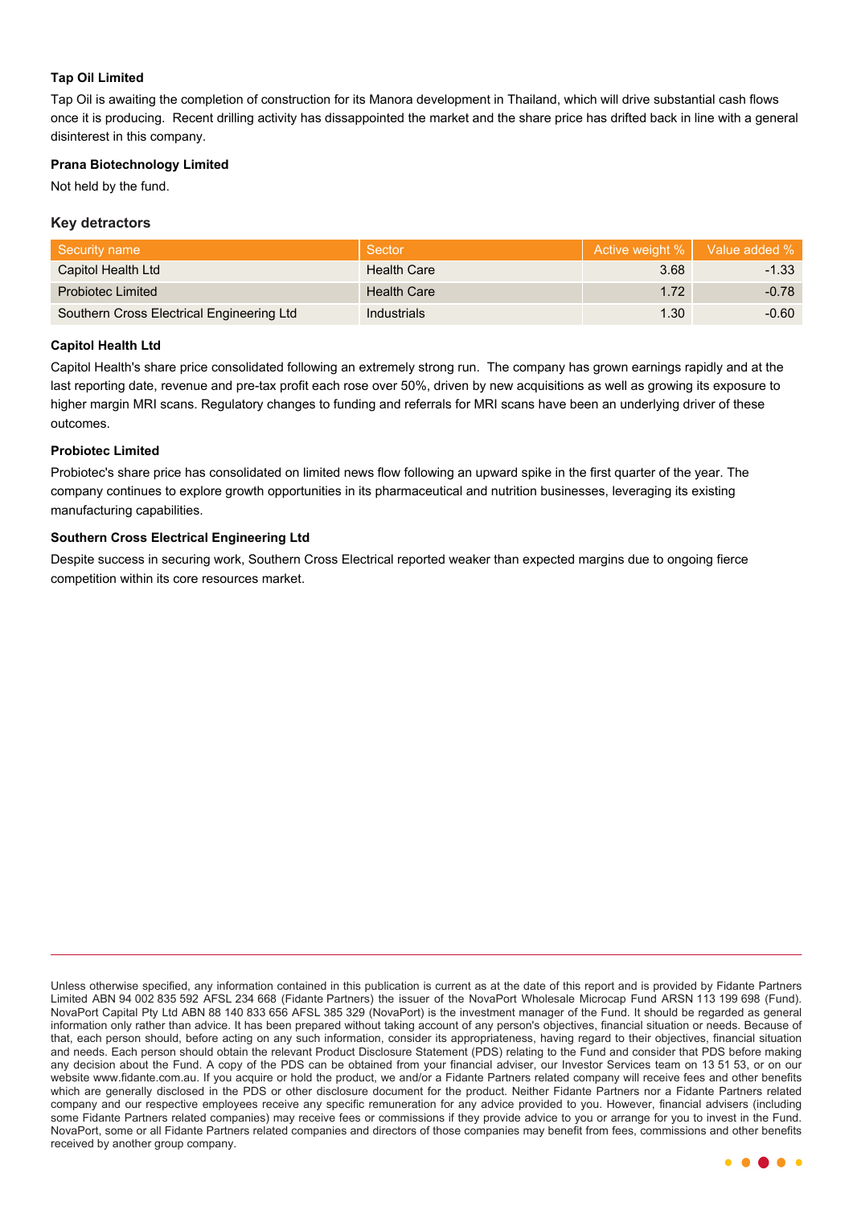**Tap Oil Limited**

Tap Oil is awaiting the completion of construction for its Manora development in Thailand, which will drive substantial cash flows once it is producing. Recent drilling activity has dissapointed the market and the share price has drifted back in line with a general disinterest in this company.

**Prana Biotechnology Limited**

Not held by the fund.

### Key detractors

| Security name | Sector | Active weight % | Value added % |
|---|---|---|---|
| Capitol Health Ltd | Health Care | 3.68 | -1.33 |
| Probiotec Limited | Health Care | 1.72 | -0.78 |
| Southern Cross Electrical Engineering Ltd | Industrials | 1.30 | -0.60 |

**Capitol Health Ltd**

Capitol Health's share price consolidated following an extremely strong run. The company has grown earnings rapidly and at the last reporting date, revenue and pre-tax profit each rose over 50%, driven by new acquisitions as well as growing its exposure to higher margin MRI scans. Regulatory changes to funding and referrals for MRI scans have been an underlying driver of these outcomes.

**Probiotec Limited**

Probiotec's share price has consolidated on limited news flow following an upward spike in the first quarter of the year. The company continues to explore growth opportunities in its pharmaceutical and nutrition businesses, leveraging its existing manufacturing capabilities.

**Southern Cross Electrical Engineering Ltd**

Despite success in securing work, Southern Cross Electrical reported weaker than expected margins due to ongoing fierce competition within its core resources market.

---

Unless otherwise specified, any information contained in this publication is current as at the date of this report and is provided by Fidante Partners Limited ABN 94 002 835 592 AFSL 234 668 (Fidante Partners) the issuer of the NovaPort Wholesale Microcap Fund ARSN 113 199 698 (Fund). NovaPort Capital Pty Ltd ABN 88 140 833 656 AFSL 385 329 (NovaPort) is the investment manager of the Fund. It should be regarded as general information only rather than advice. It has been prepared without taking account of any person's objectives, financial situation or needs. Because of that, each person should, before acting on any such information, consider its appropriateness, having regard to their objectives, financial situation and needs. Each person should obtain the relevant Product Disclosure Statement (PDS) relating to the Fund and consider that PDS before making any decision about the Fund. A copy of the PDS can be obtained from your financial adviser, our Investor Services team on 13 51 53, or on our website www.fidante.com.au. If you acquire or hold the product, we and/or a Fidante Partners related company will receive fees and other benefits which are generally disclosed in the PDS or other disclosure document for the product. Neither Fidante Partners nor a Fidante Partners related company and our respective employees receive any specific remuneration for any advice provided to you. However, financial advisers (including some Fidante Partners related companies) may receive fees or commissions if they provide advice to you or arrange for you to invest in the Fund. NovaPort, some or all Fidante Partners related companies and directors of those companies may benefit from fees, commissions and other benefits received by another group company.